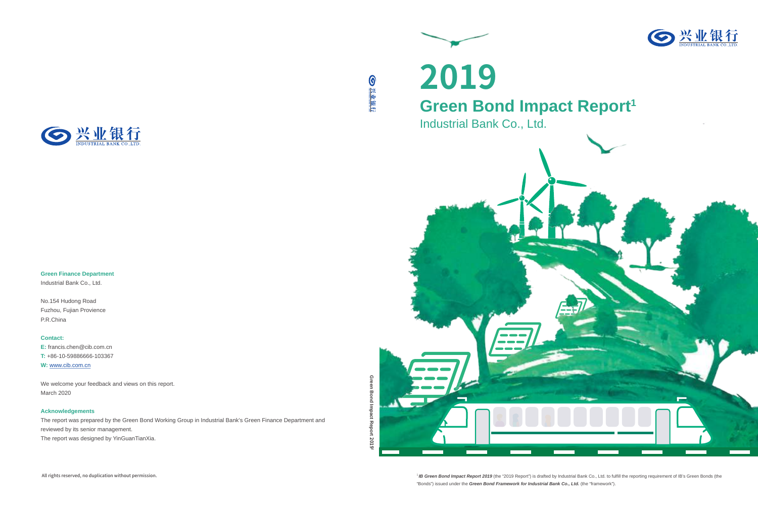# 2019

## Green Bond Impact Report[1]

Industrial Bank Co., Ltd.

**Green Finance Department**
Industrial Bank Co., Ltd.

No.154 Hudong Road
Fuzhou, Fujian Provience
P.R.China

**Contact:**
**E:** francis.chen@cib.com.cn
**T:** +86-10-59886666-103367
**W:** www.cib.com.cn

We welcome your feedback and views on this report.
March 2020

**Acknowledgements**

The report was prepared by the Green Bond Working Group in Industrial Bank's Green Finance Department and reviewed by its senior management.
The report was designed by YinGuanTianXia.

All rights reserved, no duplication without permission.

[1] ***IB Green Bond Impact Report 2019*** (the "2019 Report") is drafted by Industrial Bank Co., Ltd. to fulfill the reporting requirement of IB's Green Bonds (the "Bonds") issued under the ***Green Bond Framework for Industrial Bank Co., Ltd.*** (the "framework").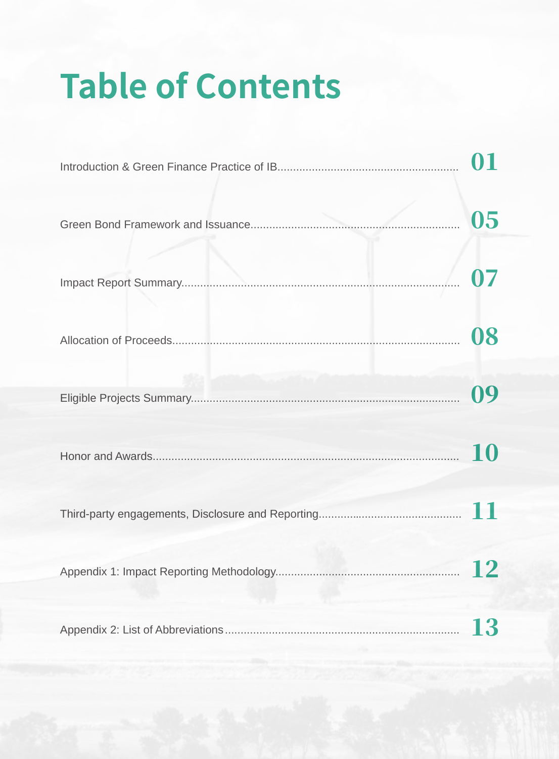# Table of Contents

| | |
|---|---|
| Introduction & Green Finance Practice of IB | 01 |
| Green Bond Framework and Issuance | 05 |
| Impact Report Summary | 07 |
| Allocation of Proceeds | 08 |
| Eligible Projects Summary | 09 |
| Honor and Awards | 10 |
| Third-party engagements, Disclosure and Reporting | 11 |
| Appendix 1: Impact Reporting Methodology | 12 |
| Appendix 2: List of Abbreviations | 13 |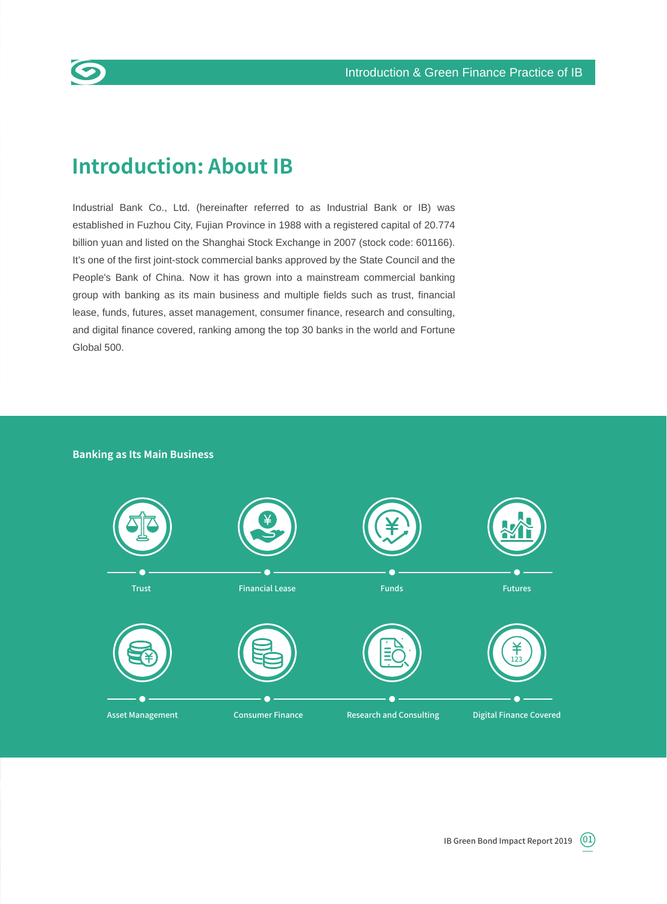# Introduction: About IB

Industrial Bank Co., Ltd. (hereinafter referred to as Industrial Bank or IB) was established in Fuzhou City, Fujian Province in 1988 with a registered capital of 20.774 billion yuan and listed on the Shanghai Stock Exchange in 2007 (stock code: 601166). It's one of the first joint-stock commercial banks approved by the State Council and the People's Bank of China. Now it has grown into a mainstream commercial banking group with banking as its main business and multiple fields such as trust, financial lease, funds, futures, asset management, consumer finance, research and consulting, and digital finance covered, ranking among the top 30 banks in the world and Fortune Global 500.

## Banking as Its Main Business

- Trust
- Financial Lease
- Funds
- Futures
- Asset Management
- Consumer Finance
- Research and Consulting
- Digital Finance Covered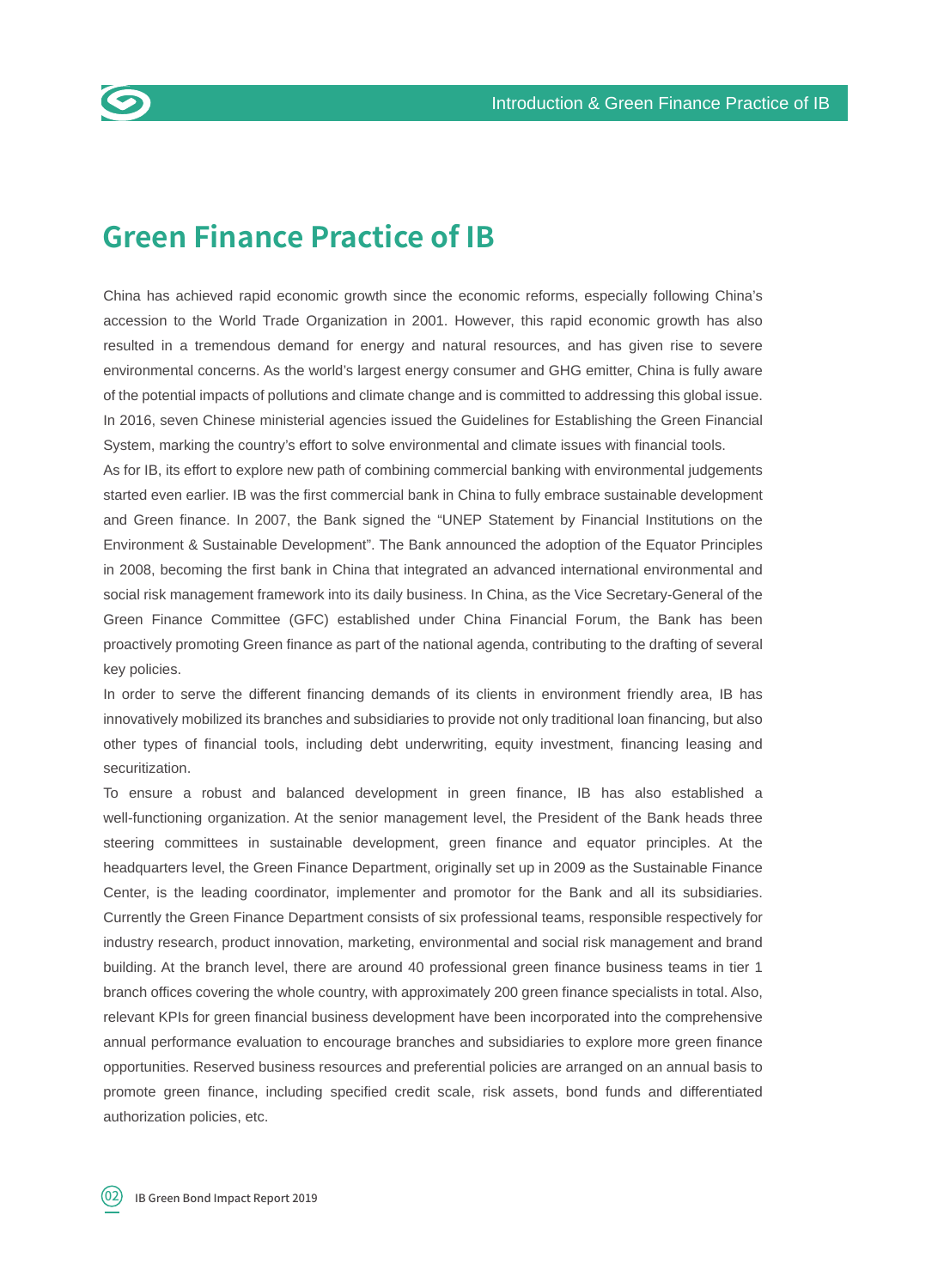# Green Finance Practice of IB

China has achieved rapid economic growth since the economic reforms, especially following China's accession to the World Trade Organization in 2001. However, this rapid economic growth has also resulted in a tremendous demand for energy and natural resources, and has given rise to severe environmental concerns. As the world's largest energy consumer and GHG emitter, China is fully aware of the potential impacts of pollutions and climate change and is committed to addressing this global issue. In 2016, seven Chinese ministerial agencies issued the Guidelines for Establishing the Green Financial System, marking the country's effort to solve environmental and climate issues with financial tools.

As for IB, its effort to explore new path of combining commercial banking with environmental judgements started even earlier. IB was the first commercial bank in China to fully embrace sustainable development and Green finance. In 2007, the Bank signed the "UNEP Statement by Financial Institutions on the Environment & Sustainable Development". The Bank announced the adoption of the Equator Principles in 2008, becoming the first bank in China that integrated an advanced international environmental and social risk management framework into its daily business. In China, as the Vice Secretary-General of the Green Finance Committee (GFC) established under China Financial Forum, the Bank has been proactively promoting Green finance as part of the national agenda, contributing to the drafting of several key policies.

In order to serve the different financing demands of its clients in environment friendly area, IB has innovatively mobilized its branches and subsidiaries to provide not only traditional loan financing, but also other types of financial tools, including debt underwriting, equity investment, financing leasing and securitization.

To ensure a robust and balanced development in green finance, IB has also established a well-functioning organization. At the senior management level, the President of the Bank heads three steering committees in sustainable development, green finance and equator principles. At the headquarters level, the Green Finance Department, originally set up in 2009 as the Sustainable Finance Center, is the leading coordinator, implementer and promotor for the Bank and all its subsidiaries. Currently the Green Finance Department consists of six professional teams, responsible respectively for industry research, product innovation, marketing, environmental and social risk management and brand building. At the branch level, there are around 40 professional green finance business teams in tier 1 branch offices covering the whole country, with approximately 200 green finance specialists in total. Also, relevant KPIs for green financial business development have been incorporated into the comprehensive annual performance evaluation to encourage branches and subsidiaries to explore more green finance opportunities. Reserved business resources and preferential policies are arranged on an annual basis to promote green finance, including specified credit scale, risk assets, bond funds and differentiated authorization policies, etc.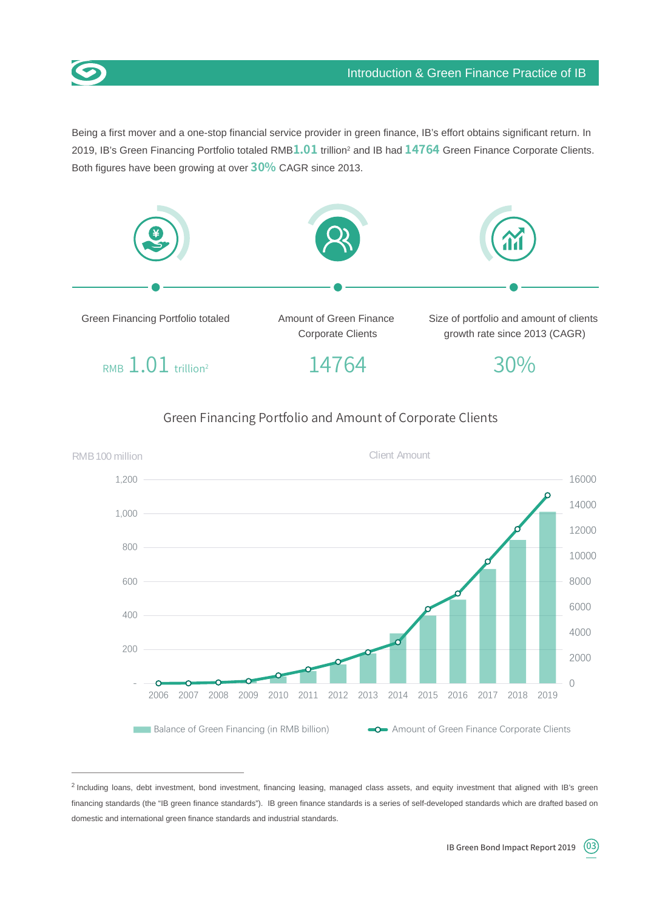## Introduction & Green Finance Practice of IB

Being a first mover and a one-stop financial service provider in green finance, IB's effort obtains significant return. In 2019, IB's Green Financing Portfolio totaled RMB**1.01** trillion[2] and IB had **14764** Green Finance Corporate Clients. Both figures have been growing at over **30%** CAGR since 2013.

| Green Financing Portfolio totaled | Amount of Green Finance Corporate Clients | Size of portfolio and amount of clients growth rate since 2013 (CAGR) |
|---|---|---|
| RMB 1.01 trillion[2] | 14764 | 30% |

### Green Financing Portfolio and Amount of Corporate Clients

RMB 100 million | Client Amount

2006 2007 2008 2009 2010 2011 2012 2013 2014 2015 2016 2017 2018 2019

Balance of Green Financing (in RMB billion) — Amount of Green Finance Corporate Clients

---

[2] Including loans, debt investment, bond investment, financing leasing, managed class assets, and equity investment that aligned with IB's green financing standards (the "IB green finance standards"). IB green finance standards is a series of self-developed standards which are drafted based on domestic and international green finance standards and industrial standards.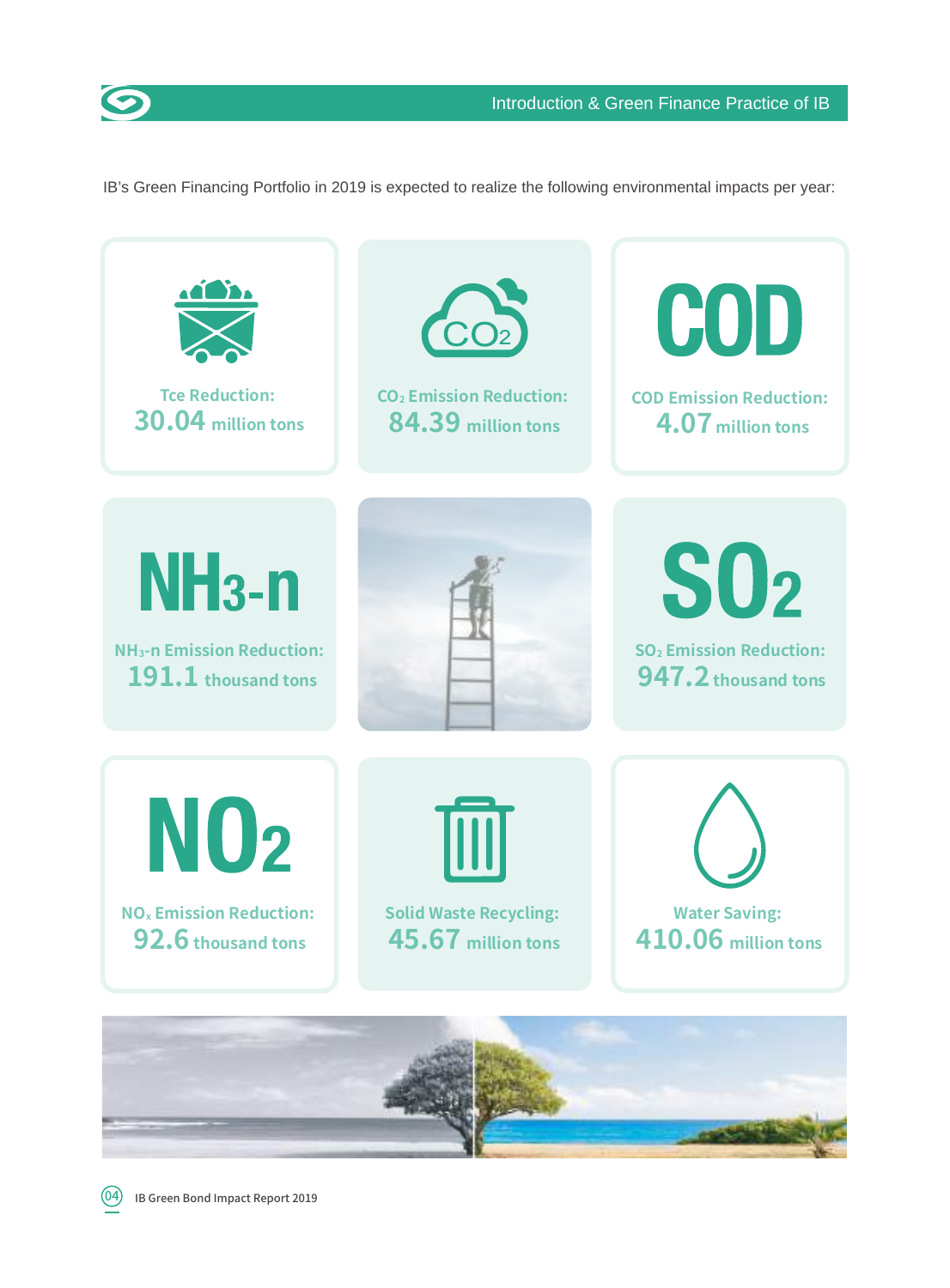IB's Green Financing Portfolio in 2019 is expected to realize the following environmental impacts per year:

**Tce Reduction:**
**30.04** million tons

**$CO_2$ Emission Reduction:**
**84.39** million tons

**COD Emission Reduction:**
**4.07** million tons

**$NH_3$-n Emission Reduction:**
**191.1** thousand tons

**$SO_2$ Emission Reduction:**
**947.2** thousand tons

**$NO_x$ Emission Reduction:**
**92.6** thousand tons

**Solid Waste Recycling:**
**45.67** million tons

**Water Saving:**
**410.06** million tons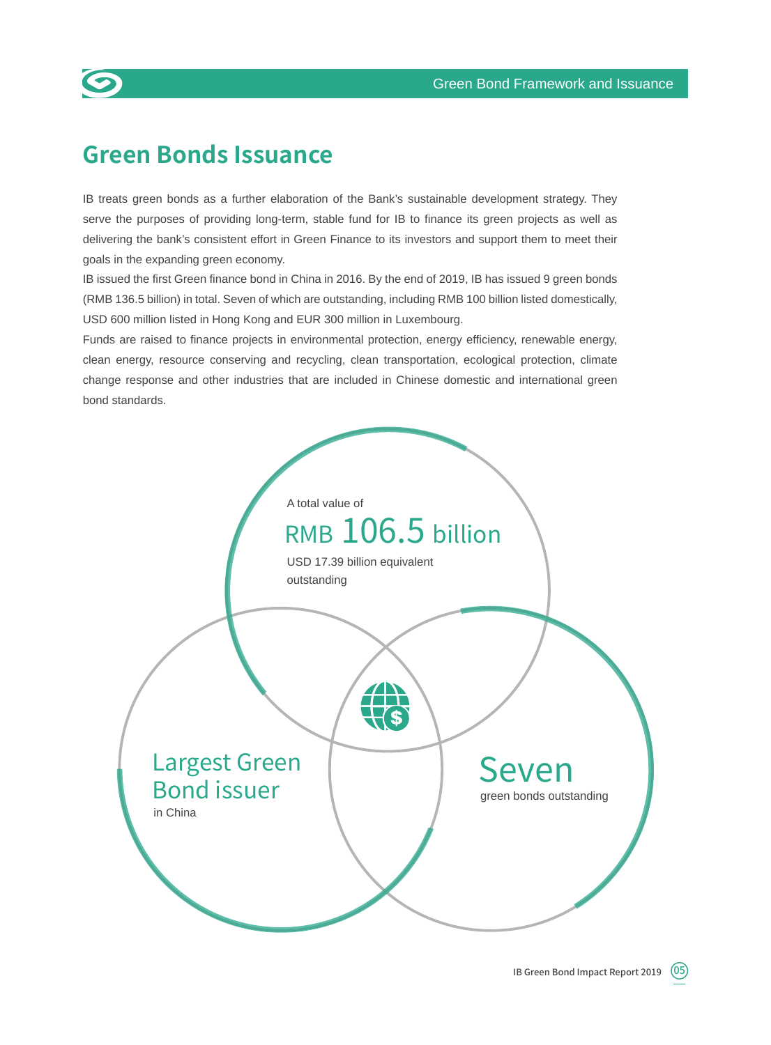## Green Bonds Issuance

IB treats green bonds as a further elaboration of the Bank's sustainable development strategy. They serve the purposes of providing long-term, stable fund for IB to finance its green projects as well as delivering the bank's consistent effort in Green Finance to its investors and support them to meet their goals in the expanding green economy.

IB issued the first Green finance bond in China in 2016. By the end of 2019, IB has issued 9 green bonds (RMB 136.5 billion) in total. Seven of which are outstanding, including RMB 100 billion listed domestically, USD 600 million listed in Hong Kong and EUR 300 million in Luxembourg.

Funds are raised to finance projects in environmental protection, energy efficiency, renewable energy, clean energy, resource conserving and recycling, clean transportation, ecological protection, climate change response and other industries that are included in Chinese domestic and international green bond standards.

A total value of

**RMB 106.5 billion**

USD 17.39 billion equivalent outstanding

**Largest Green Bond issuer**

in China

**Seven**

green bonds outstanding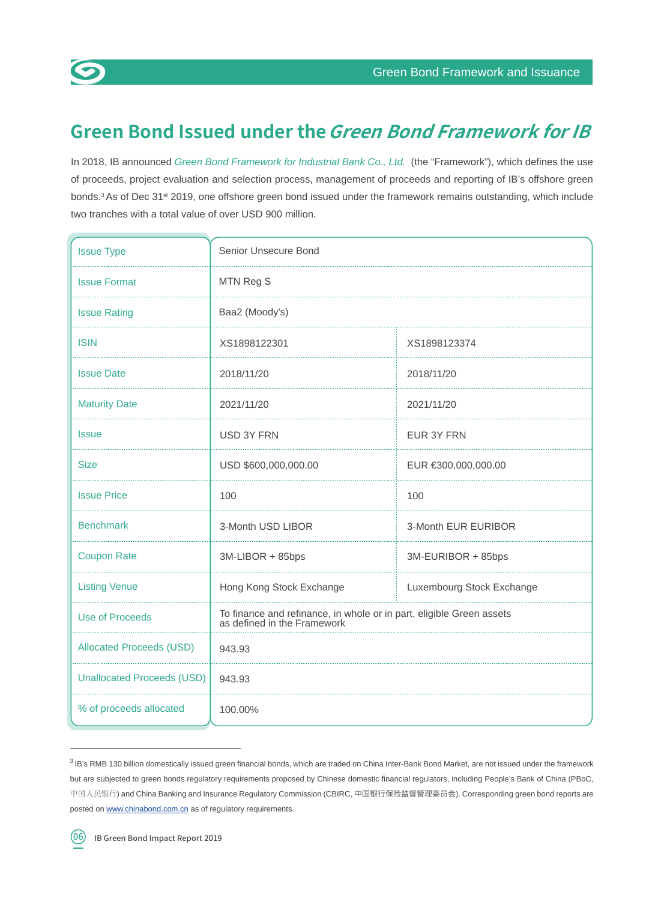# Green Bond Issued under the *Green Bond Framework for IB*

In 2018, IB announced *Green Bond Framework for Industrial Bank Co., Ltd.* (the "Framework"), which defines the use of proceeds, project evaluation and selection process, management of proceeds and reporting of IB's offshore green bonds.[3] As of Dec 31st 2019, one offshore green bond issued under the framework remains outstanding, which include two tranches with a total value of over USD 900 million.

| | | |
|---|---|---|
| Issue Type | Senior Unsecure Bond | |
| Issue Format | MTN Reg S | |
| Issue Rating | Baa2 (Moody's) | |
| ISIN | XS1898122301 | XS1898123374 |
| Issue Date | 2018/11/20 | 2018/11/20 |
| Maturity Date | 2021/11/20 | 2021/11/20 |
| Issue | USD 3Y FRN | EUR 3Y FRN |
| Size | USD $600,000,000.00 | EUR €300,000,000.00 |
| Issue Price | 100 | 100 |
| Benchmark | 3-Month USD LIBOR | 3-Month EUR EURIBOR |
| Coupon Rate | 3M-LIBOR + 85bps | 3M-EURIBOR + 85bps |
| Listing Venue | Hong Kong Stock Exchange | Luxembourg Stock Exchange |
| Use of Proceeds | To finance and refinance, in whole or in part, eligible Green assets as defined in the Framework | |
| Allocated Proceeds (USD) | 943.93 | |
| Unallocated Proceeds (USD) | 943.93 | |
| % of proceeds allocated | 100.00% | |

[3] IB's RMB 130 billion domestically issued green financial bonds, which are traded on China Inter-Bank Bond Market, are not issued under the framework but are subjected to green bonds regulatory requirements proposed by Chinese domestic financial regulators, including People's Bank of China (PBoC, 中国人民银行) and China Banking and Insurance Regulatory Commission (CBIRC, 中国银行保险监督管理委员会). Corresponding green bond reports are posted on www.chinabond.com.cn as of regulatory requirements.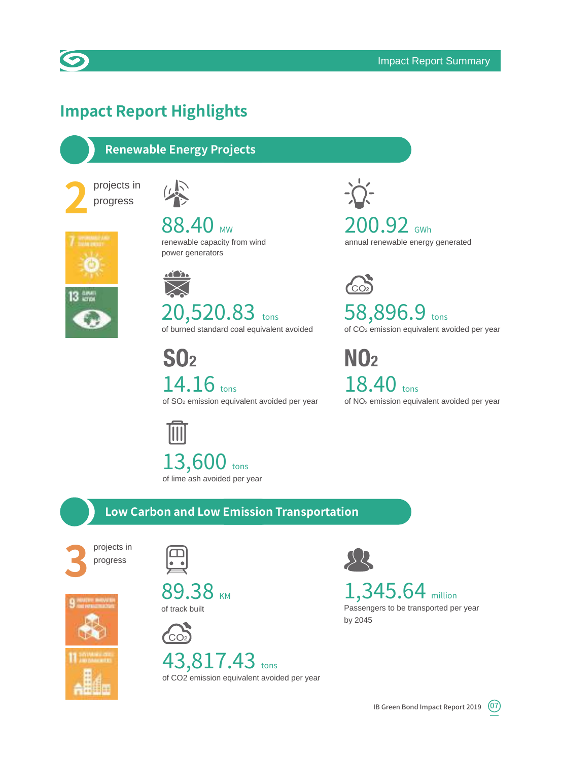# Impact Report Highlights

## Renewable Energy Projects

**2** projects in progress

**88.40** MW
renewable capacity from wind power generators

**200.92** GWh
annual renewable energy generated

**20,520.83** tons
of burned standard coal equivalent avoided

**58,896.9** tons
of $CO_2$ emission equivalent avoided per year

**$SO_2$**
**14.16** tons
of $SO_2$ emission equivalent avoided per year

**$NO_2$**
**18.40** tons
of $NO_x$ emission equivalent avoided per year

**13,600** tons
of lime ash avoided per year

## Low Carbon and Low Emission Transportation

**3** projects in progress

**89.38** KM
of track built

**1,345.64** million
Passengers to be transported per year by 2045

**43,817.43** tons
of CO2 emission equivalent avoided per year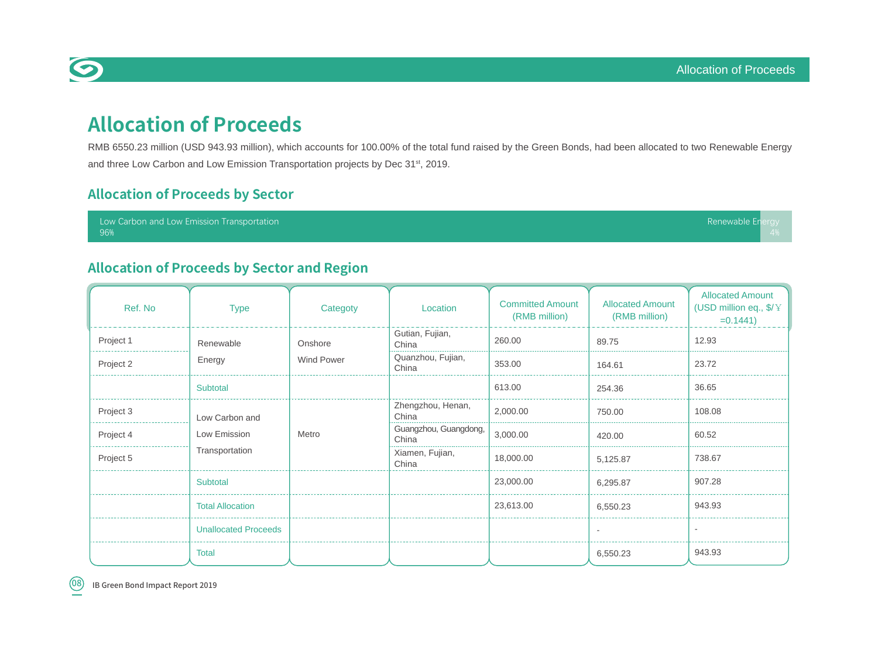# Allocation of Proceeds

RMB 6550.23 million (USD 943.93 million), which accounts for 100.00% of the total fund raised by the Green Bonds, had been allocated to two Renewable Energy and three Low Carbon and Low Emission Transportation projects by Dec 31[st], 2019.

## Allocation of Proceeds by Sector

Low Carbon and Low Emission Transportation 96%

Renewable Energy 4%

## Allocation of Proceeds by Sector and Region

| Ref. No | Type | Category | Location | Committed Amount (RMB million) | Allocated Amount (RMB million) | Allocated Amount (USD million eq., $/￥=0.1441) |
|---|---|---|---|---|---|---|
| Project 1 | Renewable Energy | Onshore Wind Power | Gutian, Fujian, China | 260.00 | 89.75 | 12.93 |
| Project 2 | | | Quanzhou, Fujian, China | 353.00 | 164.61 | 23.72 |
| | Subtotal | | | 613.00 | 254.36 | 36.65 |
| Project 3 | Low Carbon and Low Emission Transportation | Metro | Zhengzhou, Henan, China | 2,000.00 | 750.00 | 108.08 |
| Project 4 | | | Guangzhou, Guangdong, China | 3,000.00 | 420.00 | 60.52 |
| Project 5 | | | Xiamen, Fujian, China | 18,000.00 | 5,125.87 | 738.67 |
| | Subtotal | | | 23,000.00 | 6,295.87 | 907.28 |
| | Total Allocation | | | 23,613.00 | 6,550.23 | 943.93 |
| | Unallocated Proceeds | | | | - | - |
| | Total | | | | 6,550.23 | 943.93 |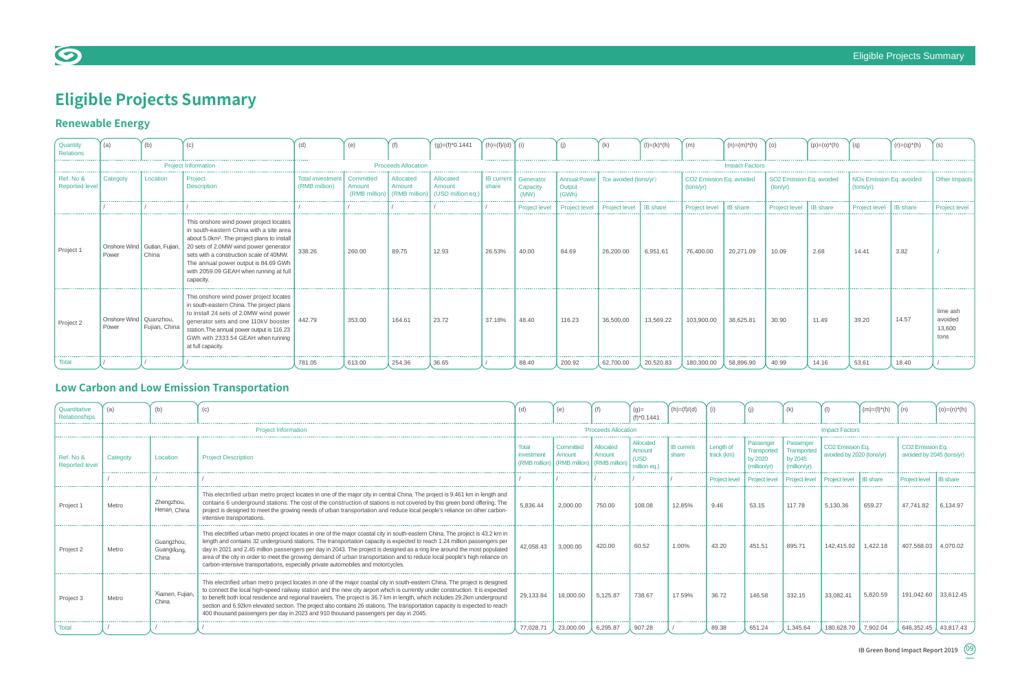# Eligible Projects Summary

## Renewable Energy

| Quantity Relations | (a) | (b) | (c) | (d) | (e) | (f) | (g)=(f)*0.1441 | (h)=(f)/(d) | (i) | (j) | (k) | (l)=(k)*(h) | (m) | (n)=(m)*(h) | (o) | (p)=(o)*(h) | (q) | (r)=(q)*(h) | (s) |
|---|---|---|---|---|---|---|---|---|---|---|---|---|---|---|---|---|---|---|---|
| | Project Information | | | Proceeds Allocation | | | | | Impact Factors | | | | | | | | | | |
| Ref. No & Reported level | Category | Location | Project Description | Total investment (RMB million) | Committed Amount (RMB million) | Allocated Amount (RMB million) | Allocated Amount (USD million eq.) | IB current share | Generator Capacity (MW) | Annual Power Output (GWh) | Tce avoided (tons/yr) | | $CO_2$ Emission Eq. avoided (tons/yr) | | $SO_2$ Emission Eq. avoided (ton/yr) | | NOx Emission Eq. avoided (tons/yr) | | Other Impacts |
| | / | / | / | / | / | / | / | / | Project level | Project level | Project level | IB share | Project level | IB share | Project level | IB share | Project level | IB share | Project level |
| Project 1 | Onshore Wind Power | Gutian, Fujian, China | This onshore wind power project locates in south-eastern China with a site area about 5.0km². The project plans to install 20 sets of 2.0MW wind power generator sets with a construction scale of 40MW. The annual power output is 84.69 GWh with 2059.09 GEAH when running at full capacity. | 338.26 | 260.00 | 89.75 | 12.93 | 26.53% | 40.00 | 84.69 | 26,200.00 | 6,951.61 | 76,400.00 | 20,271.09 | 10.09 | 2.68 | 14.41 | 3.82 | / |
| Project 2 | Onshore Wind Power | Quanzhou, Fujian, China | This onshore wind power project locates in south-eastern China. The project plans to install 24 sets of 2.0MW wind power generator sets and one 110kV booster station.The annual power output is 116.23 GWh with 2333.54 GEAH when running at full capacity. | 442.79 | 353.00 | 164.61 | 23.72 | 37.18% | 48.40 | 116.23 | 36,500.00 | 13,569.22 | 103,900.00 | 38,625.81 | 30.90 | 11.49 | 39.20 | 14.57 | lime ash avoided 13,600 tons |
| Total | / | / | / | 781.05 | 613.00 | 254.36 | 36.65 | / | 88.40 | 200.92 | 62,700.00 | 20,520.83 | 180,300.00 | 58,896.90 | 40.99 | 14.16 | 53.61 | 18.40 | / |

## Low Carbon and Low Emission Transportation

| Quantitative Relationships | (a) | (b) | (c) | (d) | (e) | (f) | (g)=(f)*0.1441 | (h)=(f)/(d) | (i) | (j) | (k) | (l) | (m)=(l)*(h) | (n) | (o)=(n)*(h) |
|---|---|---|---|---|---|---|---|---|---|---|---|---|---|---|---|
| | Project Information | | | Proceeds Allocation | | | | | Impact Factors | | | | | | |
| Ref. No & Reported level | Category | Location | Project Description | Total investment (RMB million) | Committed Amount (RMB million) | Allocated Amount (RMB million) | Allocated Amount (USD million eq.) | IB current share | Length of track (km) | Passenger Transported by 2020 (million/yr) | Passenger Transported by 2045 (million/yr) | $CO_2$ Emission Eq. avoided by 2020 (tons/yr) | | $CO_2$ Emission Eq. avoided by 2045 (tons/yr) | |
| | / | / | / | / | / | / | / | / | Project level | Project level | Project level | Project level | IB share | Project level | IB share |
| Project 1 | Metro | Zhengzhou, Henan, China | This electrified urban metro project locates in one of the major city in central China. The project is 9.461 km in length and contains 6 underground stations. The cost of the construction of stations is not covered by this green bond offering. The project is designed to meet the growing needs of urban transportation and reduce local people's reliance on other carbon-intensive transportations. | 5,836.44 | 2,000.00 | 750.00 | 108.08 | 12.85% | 9.46 | 53.15 | 117.78 | 5,130.36 | 659.27 | 47,741.82 | 6,134.97 |
| Project 2 | Metro | Guangzhou, Guangdong, China | This electrified urban metro project locates in one of the major coastal city in south-eastern China. The project is 43.2 km in length and contains 32 underground stations. The transportation capacity is expected to reach 1.24 million passengers per day in 2021 and 2.45 million passengers per day in 2043. The project is designed as a ring line around the most populated area of the city in order to meet the growing demand of urban transportation and to reduce local people's reliance on carbon-intensive transportations, especially private automobiles and motorcycles. | 42,058.43 | 3,000.00 | 420.00 | 60.52 | 1.00% | 43.20 | 451.51 | 895.71 | 142,415.92 | 1,422.18 | 407,568.03 | 4,070.02 |
| Project 3 | Metro | Xiamen, Fujian, China | This electrified urban metro project locates in one of the major coastal city in south-eastern China. The project is designed to connect the local high-speed railway station and the new city airport which is currently under construction. It is expected to benefit both local residence and regional travelers. The project is 36.7 km in length, which includes 29.2km underground section and 6.92km elevated section. The project also contains 26 stations. The transportation capacity is expected to reach 400 thousand passengers per day in 2023 and 910 thousand passengers per day in 2045. | 29,133.84 | 18,000.00 | 5,125.87 | 738.67 | 17.59% | 36.72 | 146.58 | 332.15 | 33,082.41 | 5,820.59 | 191,042.60 | 33,612.45 |
| Total | / | / | / | 77,028.71 | 23,000.00 | 6,295.87 | 907.28 | / | 89.38 | 651.24 | 1,345.64 | 180,628.70 | 7,902.04 | 646,352.45 | 43,817.43 |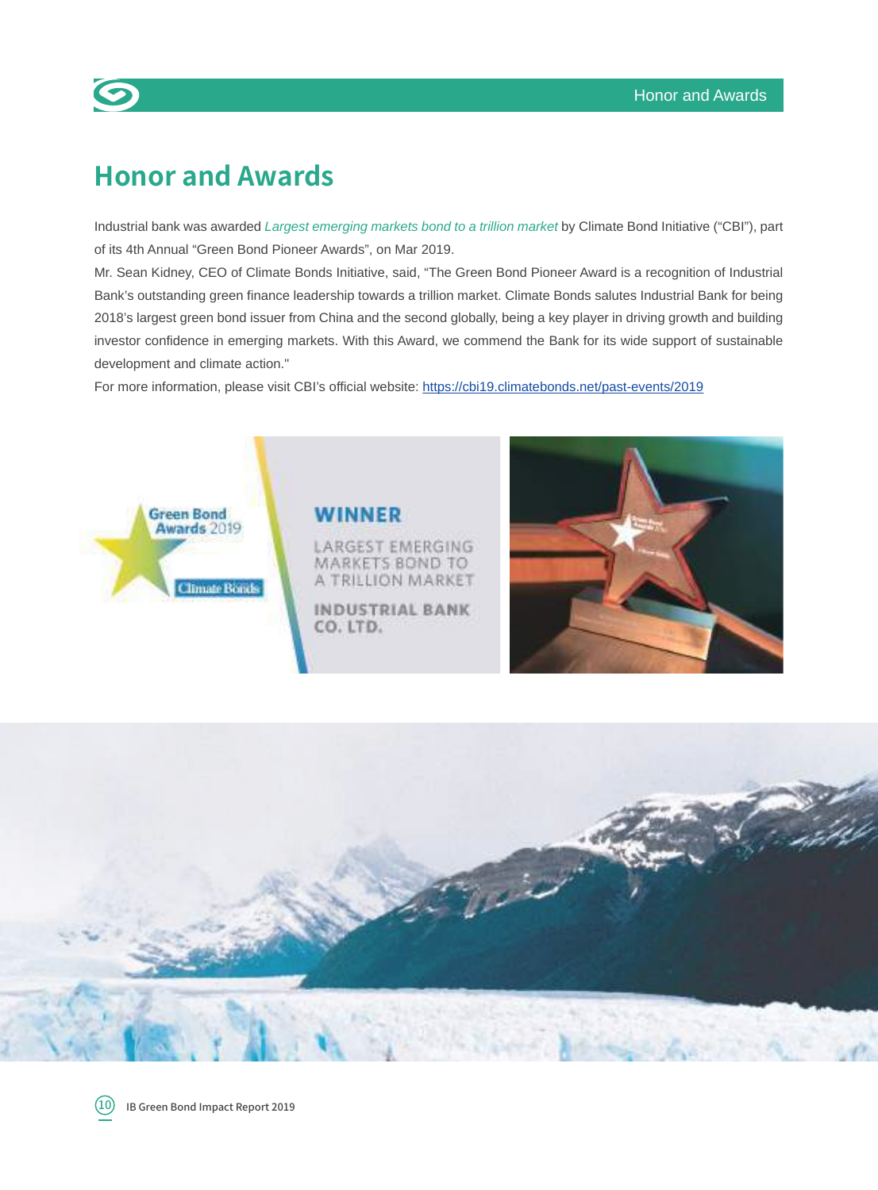# Honor and Awards

Industrial bank was awarded *Largest emerging markets bond to a trillion market* by Climate Bond Initiative ("CBI"), part of its 4th Annual "Green Bond Pioneer Awards", on Mar 2019.

Mr. Sean Kidney, CEO of Climate Bonds Initiative, said, "The Green Bond Pioneer Award is a recognition of Industrial Bank's outstanding green finance leadership towards a trillion market. Climate Bonds salutes Industrial Bank for being 2018's largest green bond issuer from China and the second globally, being a key player in driving growth and building investor confidence in emerging markets. With this Award, we commend the Bank for its wide support of sustainable development and climate action."

For more information, please visit CBI's official website: https://cbi19.climatebonds.net/past-events/2019

Green Bond Awards 2019

Climate Bonds

**WINNER**

LARGEST EMERGING MARKETS BOND TO A TRILLION MARKET

**INDUSTRIAL BANK CO. LTD.**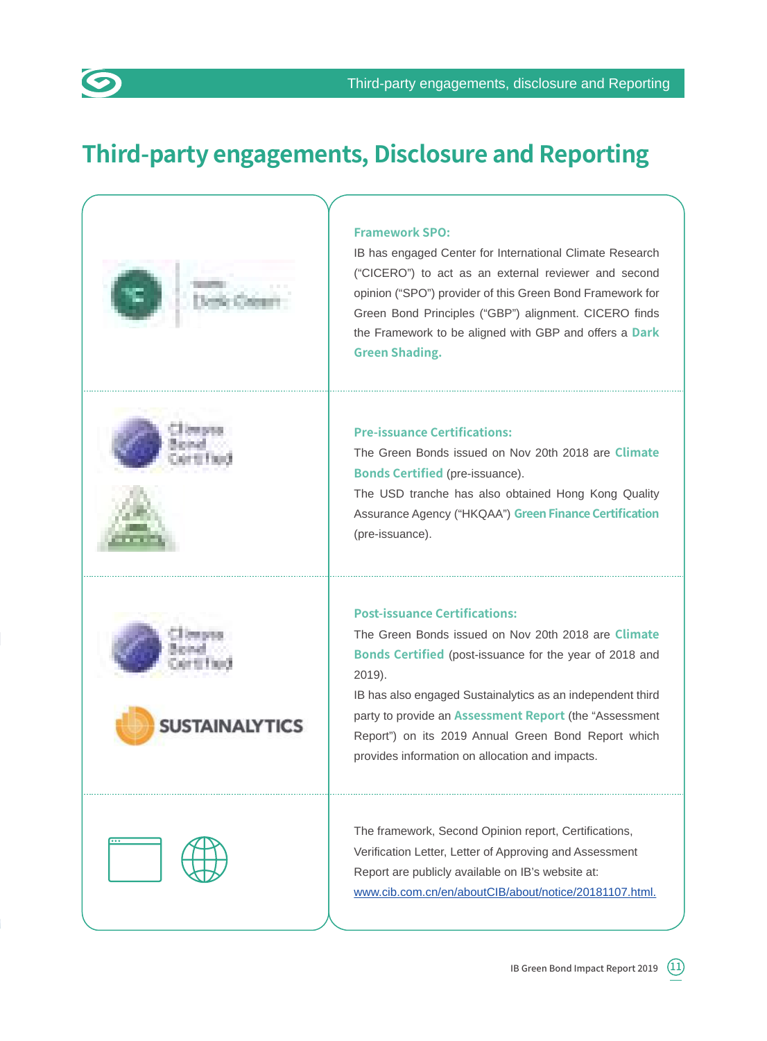# Third-party engagements, Disclosure and Reporting

**Framework SPO:**

IB has engaged Center for International Climate Research ("CICERO") to act as an external reviewer and second opinion ("SPO") provider of this Green Bond Framework for Green Bond Principles ("GBP") alignment. CICERO finds the Framework to be aligned with GBP and offers a **Dark Green Shading.**

**Pre-issuance Certifications:**

The Green Bonds issued on Nov 20th 2018 are **Climate Bonds Certified** (pre-issuance).

The USD tranche has also obtained Hong Kong Quality Assurance Agency ("HKQAA") **Green Finance Certification** (pre-issuance).

**Post-issuance Certifications:**

The Green Bonds issued on Nov 20th 2018 are **Climate Bonds Certified** (post-issuance for the year of 2018 and 2019).

IB has also engaged Sustainalytics as an independent third party to provide an **Assessment Report** (the "Assessment Report") on its 2019 Annual Green Bond Report which provides information on allocation and impacts.

The framework, Second Opinion report, Certifications, Verification Letter, Letter of Approving and Assessment Report are publicly available on IB's website at: www.cib.com.cn/en/aboutCIB/about/notice/20181107.html.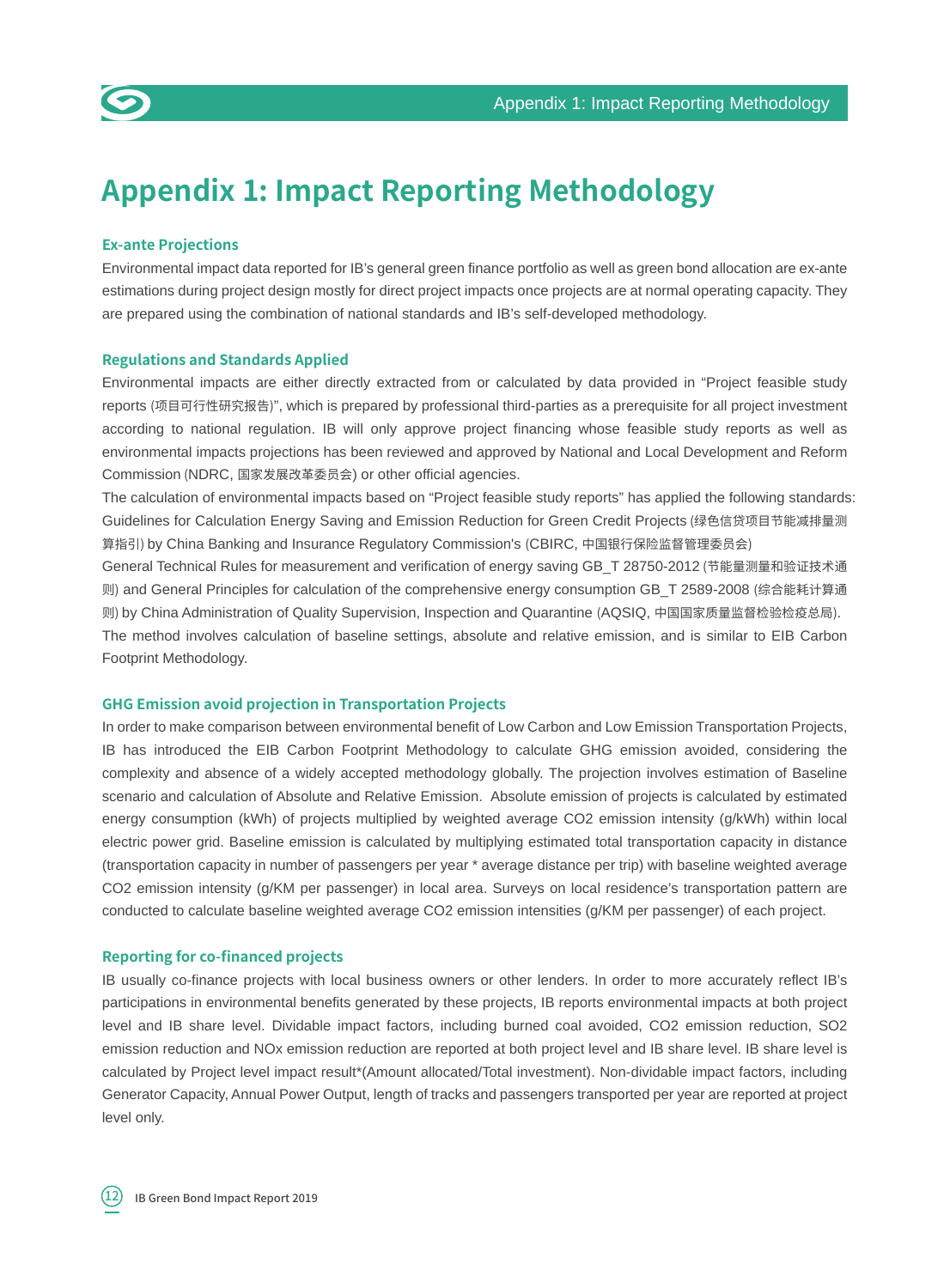# Appendix 1: Impact Reporting Methodology

### Ex-ante Projections

Environmental impact data reported for IB's general green finance portfolio as well as green bond allocation are ex-ante estimations during project design mostly for direct project impacts once projects are at normal operating capacity. They are prepared using the combination of national standards and IB's self-developed methodology.

### Regulations and Standards Applied

Environmental impacts are either directly extracted from or calculated by data provided in "Project feasible study reports (项目可行性研究报告)", which is prepared by professional third-parties as a prerequisite for all project investment according to national regulation. IB will only approve project financing whose feasible study reports as well as environmental impacts projections has been reviewed and approved by National and Local Development and Reform Commission (NDRC, 国家发展改革委员会) or other official agencies.

The calculation of environmental impacts based on "Project feasible study reports" has applied the following standards: Guidelines for Calculation Energy Saving and Emission Reduction for Green Credit Projects (绿色信贷项目节能减排量测算指引) by China Banking and Insurance Regulatory Commission's (CBIRC, 中国银行保险监督管理委员会)

General Technical Rules for measurement and verification of energy saving GB_T 28750-2012 (节能量测量和验证技术通则) and General Principles for calculation of the comprehensive energy consumption GB_T 2589-2008 (综合能耗计算通则) by China Administration of Quality Supervision, Inspection and Quarantine (AQSIQ, 中国国家质量监督检验检疫总局).

The method involves calculation of baseline settings, absolute and relative emission, and is similar to EIB Carbon Footprint Methodology.

### GHG Emission avoid projection in Transportation Projects

In order to make comparison between environmental benefit of Low Carbon and Low Emission Transportation Projects, IB has introduced the EIB Carbon Footprint Methodology to calculate GHG emission avoided, considering the complexity and absence of a widely accepted methodology globally. The projection involves estimation of Baseline scenario and calculation of Absolute and Relative Emission. Absolute emission of projects is calculated by estimated energy consumption (kWh) of projects multiplied by weighted average $CO_2$ emission intensity (g/kWh) within local electric power grid. Baseline emission is calculated by multiplying estimated total transportation capacity in distance (transportation capacity in number of passengers per year * average distance per trip) with baseline weighted average $CO_2$ emission intensity (g/KM per passenger) in local area. Surveys on local residence's transportation pattern are conducted to calculate baseline weighted average $CO_2$ emission intensities (g/KM per passenger) of each project.

### Reporting for co-financed projects

IB usually co-finance projects with local business owners or other lenders. In order to more accurately reflect IB's participations in environmental benefits generated by these projects, IB reports environmental impacts at both project level and IB share level. Dividable impact factors, including burned coal avoided, $CO_2$ emission reduction, $SO_2$ emission reduction and $NO_x$ emission reduction are reported at both project level and IB share level. IB share level is calculated by Project level impact result*(Amount allocated/Total investment). Non-dividable impact factors, including Generator Capacity, Annual Power Output, length of tracks and passengers transported per year are reported at project level only.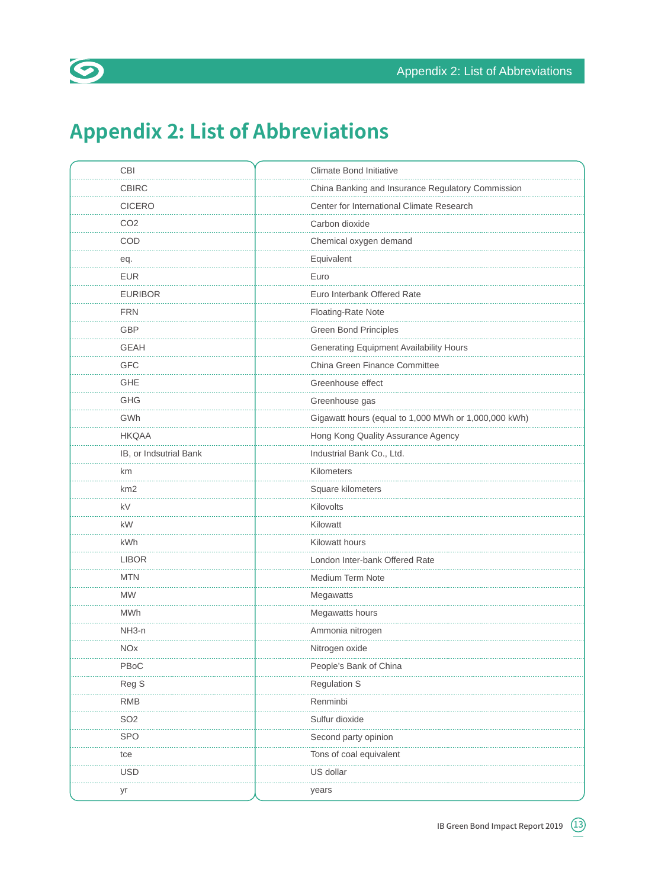# Appendix 2: List of Abbreviations

| | |
|---|---|
| CBI | Climate Bond Initiative |
| CBIRC | China Banking and Insurance Regulatory Commission |
| CICERO | Center for International Climate Research |
| $CO_2$ | Carbon dioxide |
| COD | Chemical oxygen demand |
| eq. | Equivalent |
| EUR | Euro |
| EURIBOR | Euro Interbank Offered Rate |
| FRN | Floating-Rate Note |
| GBP | Green Bond Principles |
| GEAH | Generating Equipment Availability Hours |
| GFC | China Green Finance Committee |
| GHE | Greenhouse effect |
| GHG | Greenhouse gas |
| GWh | Gigawatt hours (equal to 1,000 MWh or 1,000,000 kWh) |
| HKQAA | Hong Kong Quality Assurance Agency |
| IB, or Indsutrial Bank | Industrial Bank Co., Ltd. |
| km | Kilometers |
| $km^2$ | Square kilometers |
| kV | Kilovolts |
| kW | Kilowatt |
| kWh | Kilowatt hours |
| LIBOR | London Inter-bank Offered Rate |
| MTN | Medium Term Note |
| MW | Megawatts |
| MWh | Megawatts hours |
| $NH_3$-n | Ammonia nitrogen |
| $NO_x$ | Nitrogen oxide |
| PBoC | People's Bank of China |
| Reg S | Regulation S |
| RMB | Renminbi |
| $SO_2$ | Sulfur dioxide |
| SPO | Second party opinion |
| tce | Tons of coal equivalent |
| USD | US dollar |
| yr | years |